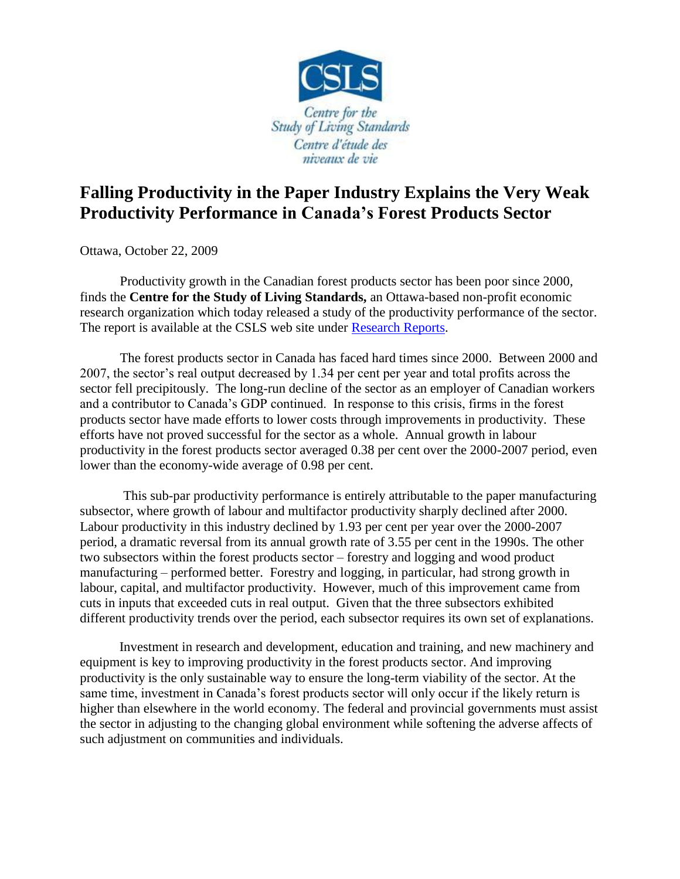# Falling Productivity in the Paper Industry Explains the Very Weak Productivity Performance in Canada's Forest Products Sector

Ottawa, October 22, 2009

Productivity growth in the Canadian forest products sector has been poor since 2000, finds the **Centre for the Study of Living Standards,** an Ottawa-based non-profit economic research organization which today released a study of the productivity performance of the sector. The report is available at the CSLS web site under Research Reports.

The forest products sector in Canada has faced hard times since 2000. Between 2000 and 2007, the sector's real output decreased by 1.34 per cent per year and total profits across the sector fell precipitously. The long-run decline of the sector as an employer of Canadian workers and a contributor to Canada's GDP continued. In response to this crisis, firms in the forest products sector have made efforts to lower costs through improvements in productivity. These efforts have not proved successful for the sector as a whole. Annual growth in labour productivity in the forest products sector averaged 0.38 per cent over the 2000-2007 period, even lower than the economy-wide average of 0.98 per cent.

This sub-par productivity performance is entirely attributable to the paper manufacturing subsector, where growth of labour and multifactor productivity sharply declined after 2000. Labour productivity in this industry declined by 1.93 per cent per year over the 2000-2007 period, a dramatic reversal from its annual growth rate of 3.55 per cent in the 1990s. The other two subsectors within the forest products sector – forestry and logging and wood product manufacturing – performed better. Forestry and logging, in particular, had strong growth in labour, capital, and multifactor productivity. However, much of this improvement came from cuts in inputs that exceeded cuts in real output. Given that the three subsectors exhibited different productivity trends over the period, each subsector requires its own set of explanations.

Investment in research and development, education and training, and new machinery and equipment is key to improving productivity in the forest products sector. And improving productivity is the only sustainable way to ensure the long-term viability of the sector. At the same time, investment in Canada's forest products sector will only occur if the likely return is higher than elsewhere in the world economy. The federal and provincial governments must assist the sector in adjusting to the changing global environment while softening the adverse affects of such adjustment on communities and individuals.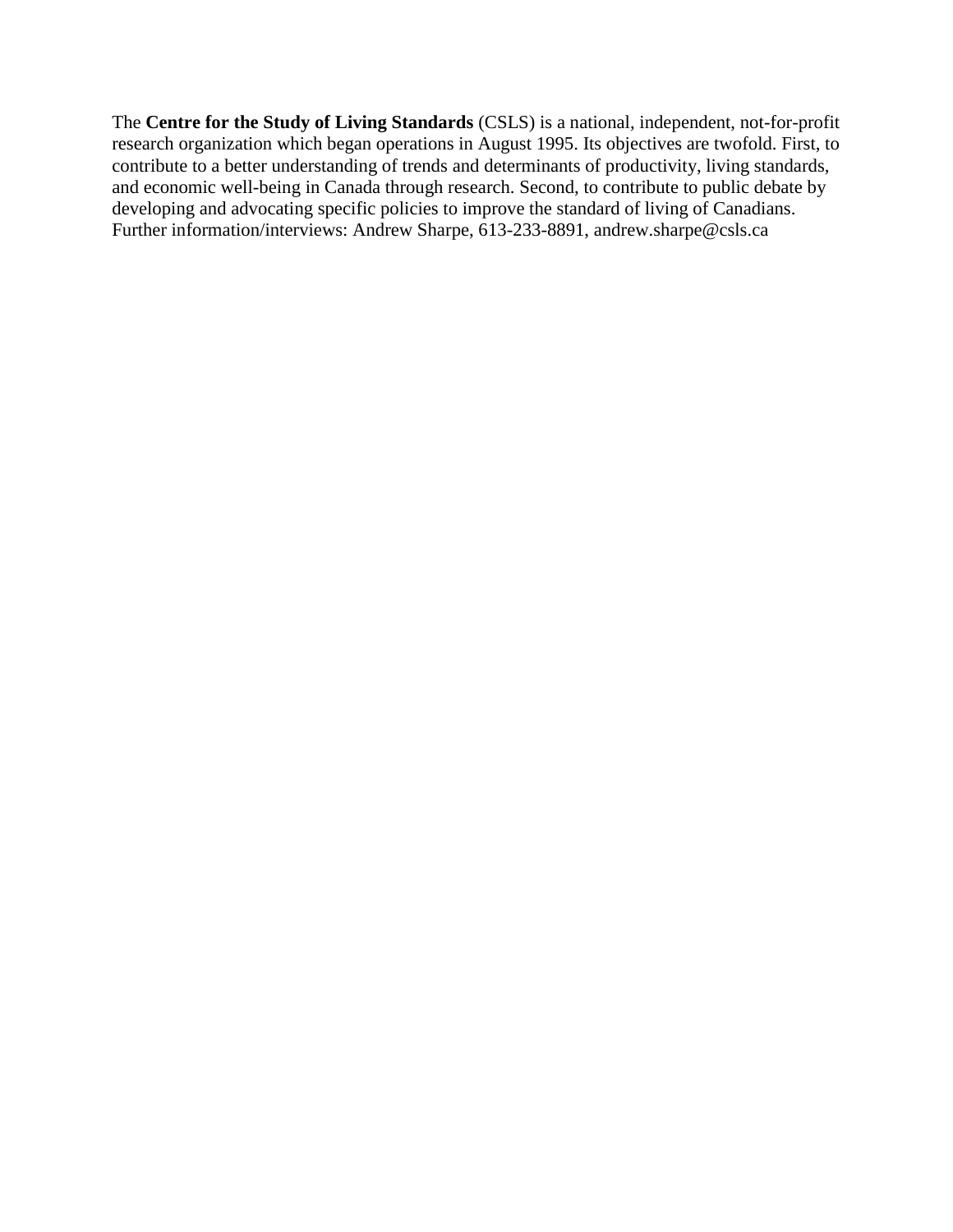The **Centre for the Study of Living Standards** (CSLS) is a national, independent, not-for-profit research organization which began operations in August 1995. Its objectives are twofold. First, to contribute to a better understanding of trends and determinants of productivity, living standards, and economic well-being in Canada through research. Second, to contribute to public debate by developing and advocating specific policies to improve the standard of living of Canadians. Further information/interviews: Andrew Sharpe, 613-233-8891, andrew.sharpe@csls.ca